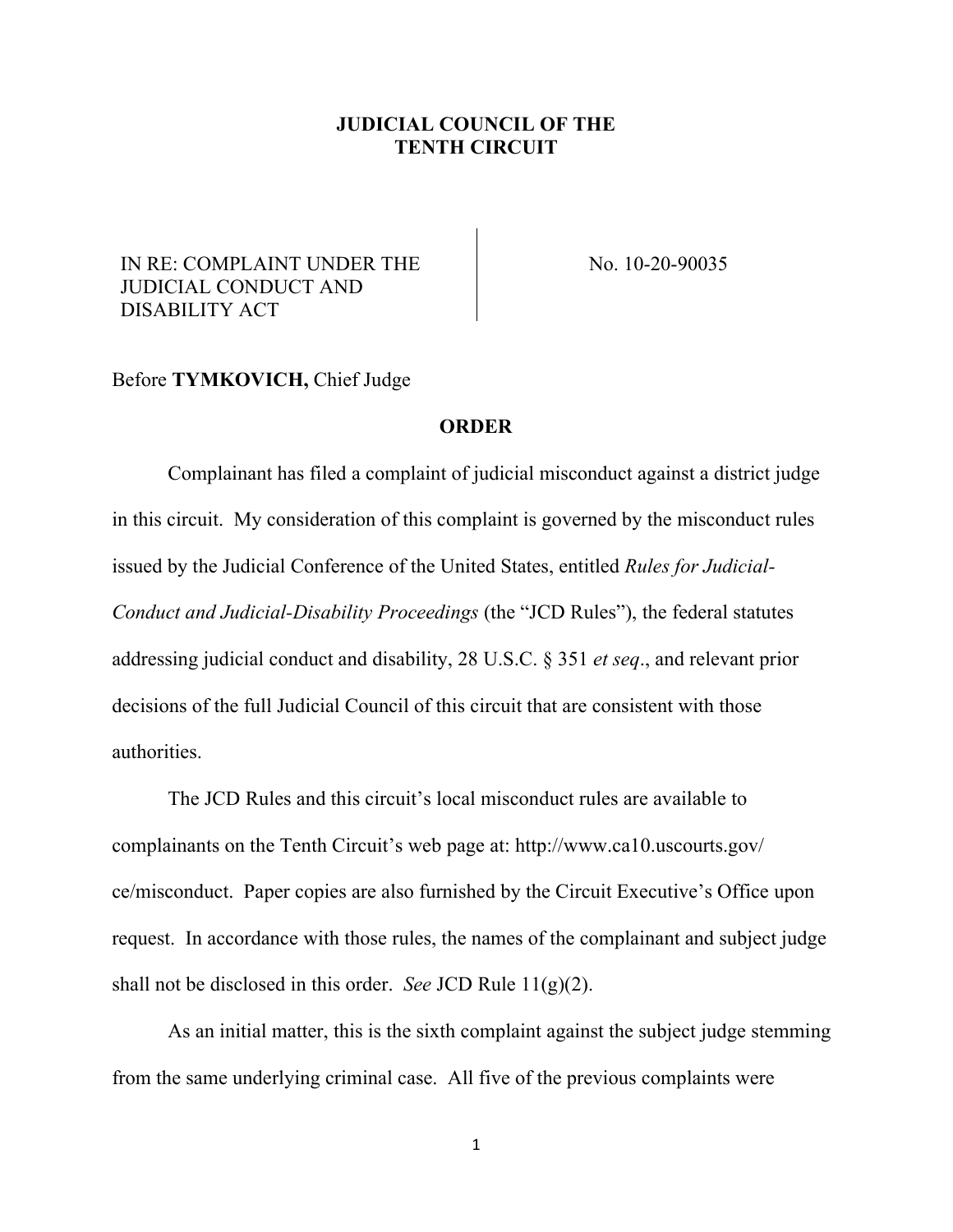# JUDICIAL COUNCIL OF THE TENTH CIRCUIT

| IN RE: COMPLAINT UNDER THE JUDICIAL CONDUCT AND DISABILITY ACT | No. 10-20-90035 |
|---|---|

Before **TYMKOVICH,** Chief Judge

## ORDER

Complainant has filed a complaint of judicial misconduct against a district judge in this circuit. My consideration of this complaint is governed by the misconduct rules issued by the Judicial Conference of the United States, entitled *Rules for Judicial-Conduct and Judicial-Disability Proceedings* (the "JCD Rules"), the federal statutes addressing judicial conduct and disability, 28 U.S.C. § 351 *et seq*., and relevant prior decisions of the full Judicial Council of this circuit that are consistent with those authorities.

The JCD Rules and this circuit's local misconduct rules are available to complainants on the Tenth Circuit's web page at: http://www.ca10.uscourts.gov/ce/misconduct. Paper copies are also furnished by the Circuit Executive's Office upon request. In accordance with those rules, the names of the complainant and subject judge shall not be disclosed in this order. *See* JCD Rule 11(g)(2).

As an initial matter, this is the sixth complaint against the subject judge stemming from the same underlying criminal case. All five of the previous complaints were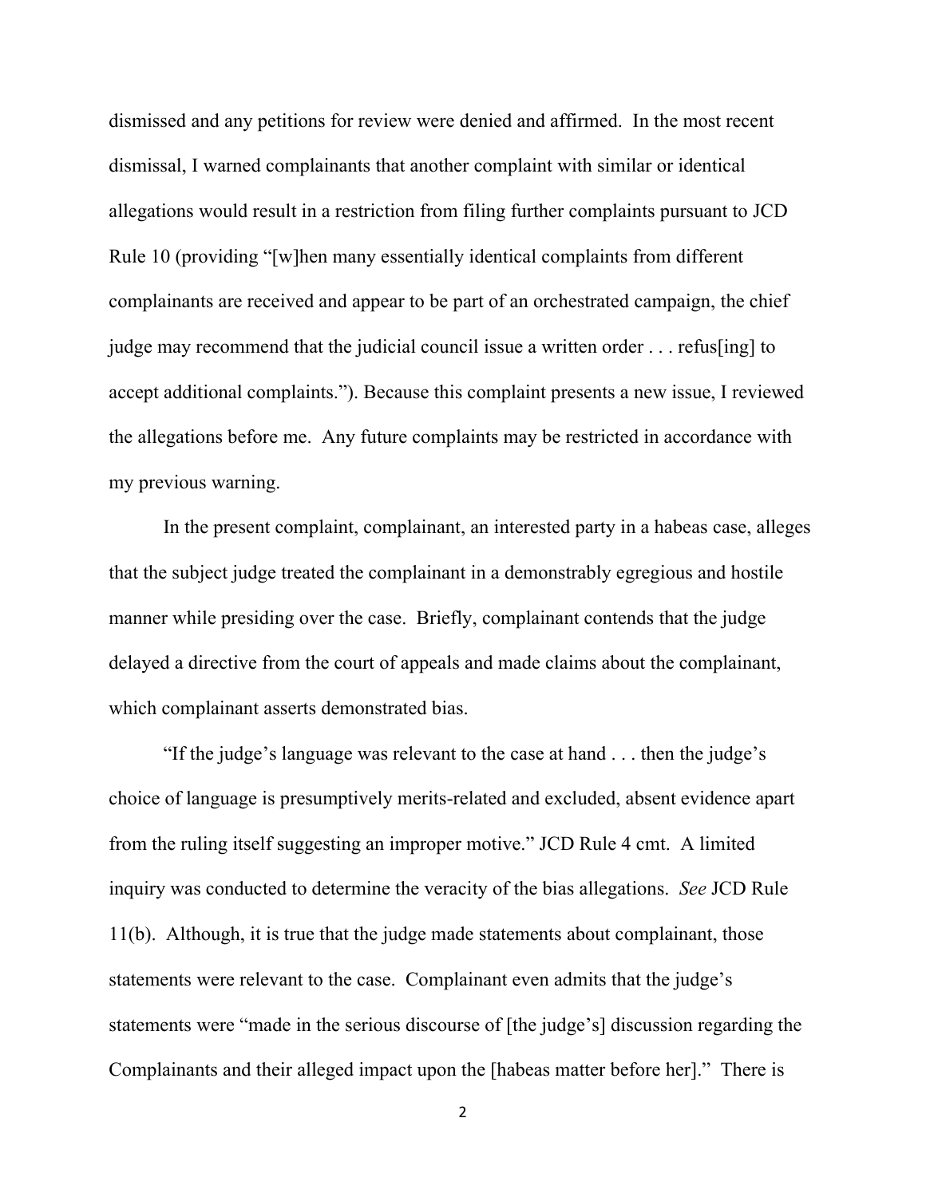dismissed and any petitions for review were denied and affirmed. In the most recent dismissal, I warned complainants that another complaint with similar or identical allegations would result in a restriction from filing further complaints pursuant to JCD Rule 10 (providing "[w]hen many essentially identical complaints from different complainants are received and appear to be part of an orchestrated campaign, the chief judge may recommend that the judicial council issue a written order . . . refus[ing] to accept additional complaints."). Because this complaint presents a new issue, I reviewed the allegations before me. Any future complaints may be restricted in accordance with my previous warning.

In the present complaint, complainant, an interested party in a habeas case, alleges that the subject judge treated the complainant in a demonstrably egregious and hostile manner while presiding over the case. Briefly, complainant contends that the judge delayed a directive from the court of appeals and made claims about the complainant, which complainant asserts demonstrated bias.

"If the judge's language was relevant to the case at hand . . . then the judge's choice of language is presumptively merits-related and excluded, absent evidence apart from the ruling itself suggesting an improper motive." JCD Rule 4 cmt. A limited inquiry was conducted to determine the veracity of the bias allegations. *See* JCD Rule 11(b). Although, it is true that the judge made statements about complainant, those statements were relevant to the case. Complainant even admits that the judge's statements were "made in the serious discourse of [the judge's] discussion regarding the Complainants and their alleged impact upon the [habeas matter before her]." There is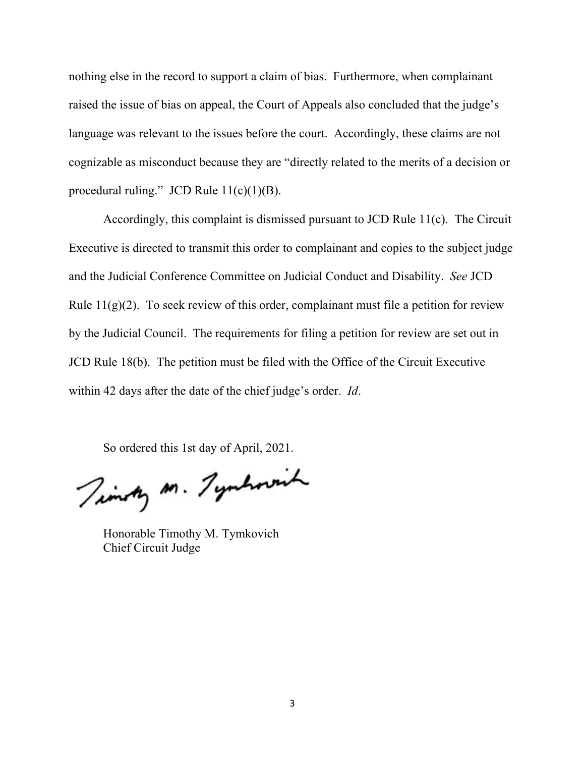nothing else in the record to support a claim of bias. Furthermore, when complainant raised the issue of bias on appeal, the Court of Appeals also concluded that the judge's language was relevant to the issues before the court. Accordingly, these claims are not cognizable as misconduct because they are "directly related to the merits of a decision or procedural ruling." JCD Rule 11(c)(1)(B).

Accordingly, this complaint is dismissed pursuant to JCD Rule 11(c). The Circuit Executive is directed to transmit this order to complainant and copies to the subject judge and the Judicial Conference Committee on Judicial Conduct and Disability. *See* JCD Rule 11(g)(2). To seek review of this order, complainant must file a petition for review by the Judicial Council. The requirements for filing a petition for review are set out in JCD Rule 18(b). The petition must be filed with the Office of the Circuit Executive within 42 days after the date of the chief judge's order. *Id*.

So ordered this 1st day of April, 2021.

Honorable Timothy M. Tymkovich
Chief Circuit Judge